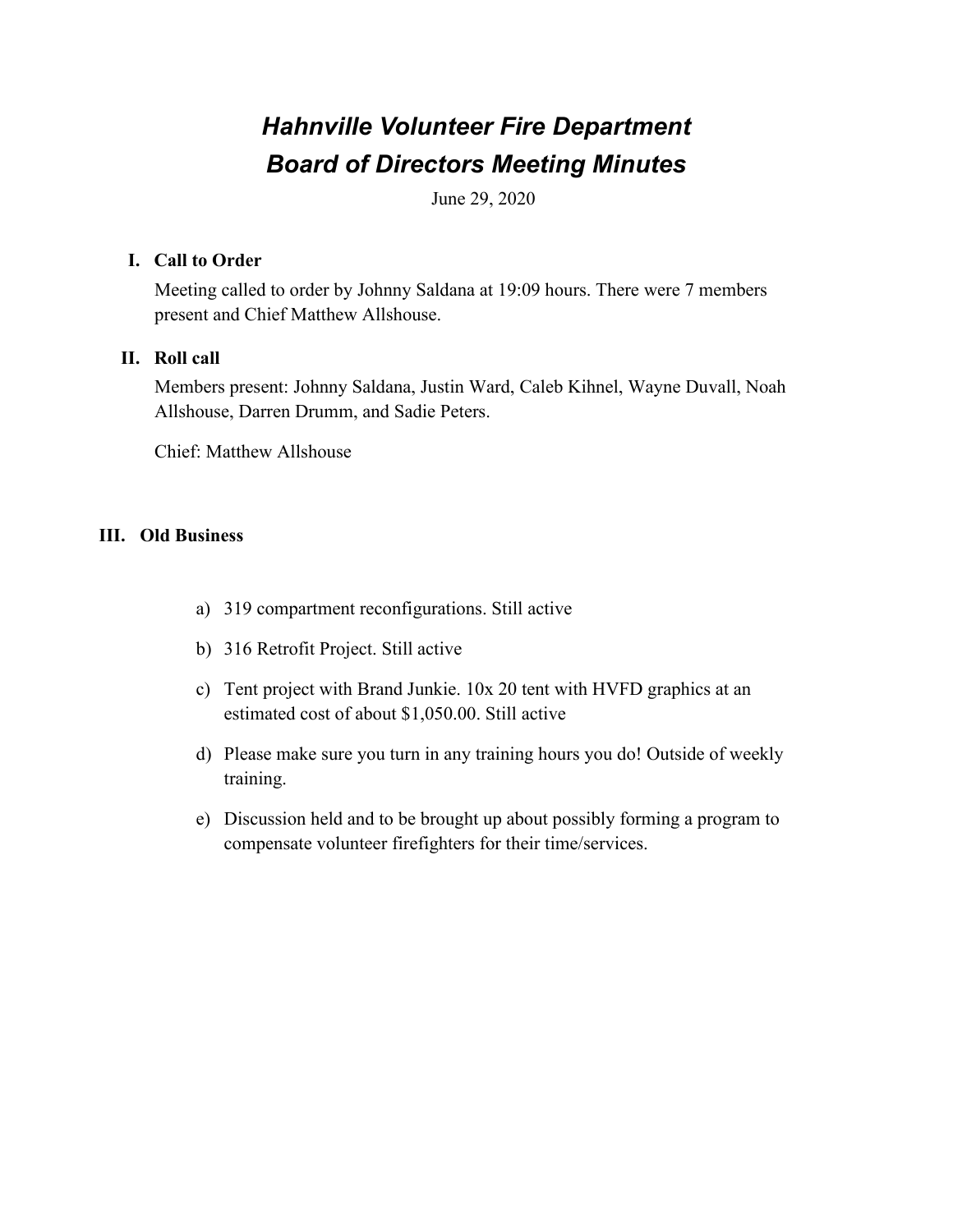# *Hahnville Volunteer Fire Department*
# *Board of Directors Meeting Minutes*

June 29, 2020

## I. Call to Order

Meeting called to order by Johnny Saldana at 19:09 hours. There were 7 members present and Chief Matthew Allshouse.

## II. Roll call

Members present: Johnny Saldana, Justin Ward, Caleb Kihnel, Wayne Duvall, Noah Allshouse, Darren Drumm, and Sadie Peters.

Chief: Matthew Allshouse

## III. Old Business

a) 319 compartment reconfigurations. Still active

b) 316 Retrofit Project. Still active

c) Tent project with Brand Junkie. 10x 20 tent with HVFD graphics at an estimated cost of about $1,050.00. Still active

d) Please make sure you turn in any training hours you do! Outside of weekly training.

e) Discussion held and to be brought up about possibly forming a program to compensate volunteer firefighters for their time/services.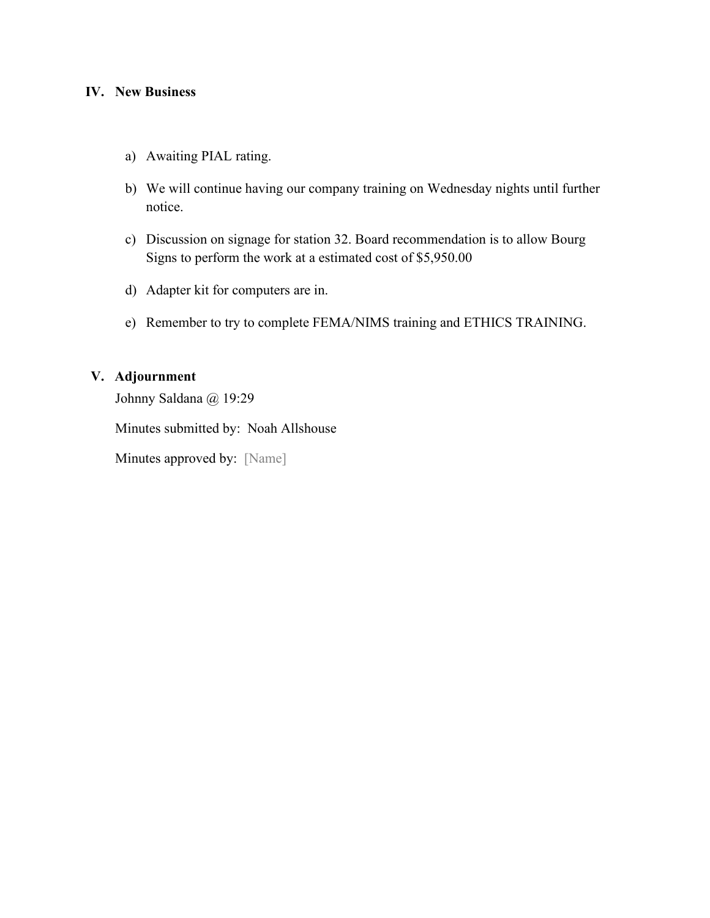## IV. New Business

a) Awaiting PIAL rating.

b) We will continue having our company training on Wednesday nights until further notice.

c) Discussion on signage for station 32. Board recommendation is to allow Bourg Signs to perform the work at a estimated cost of $5,950.00

d) Adapter kit for computers are in.

e) Remember to try to complete FEMA/NIMS training and ETHICS TRAINING.

## V. Adjournment

Johnny Saldana @ 19:29

Minutes submitted by: Noah Allshouse

Minutes approved by: [Name]